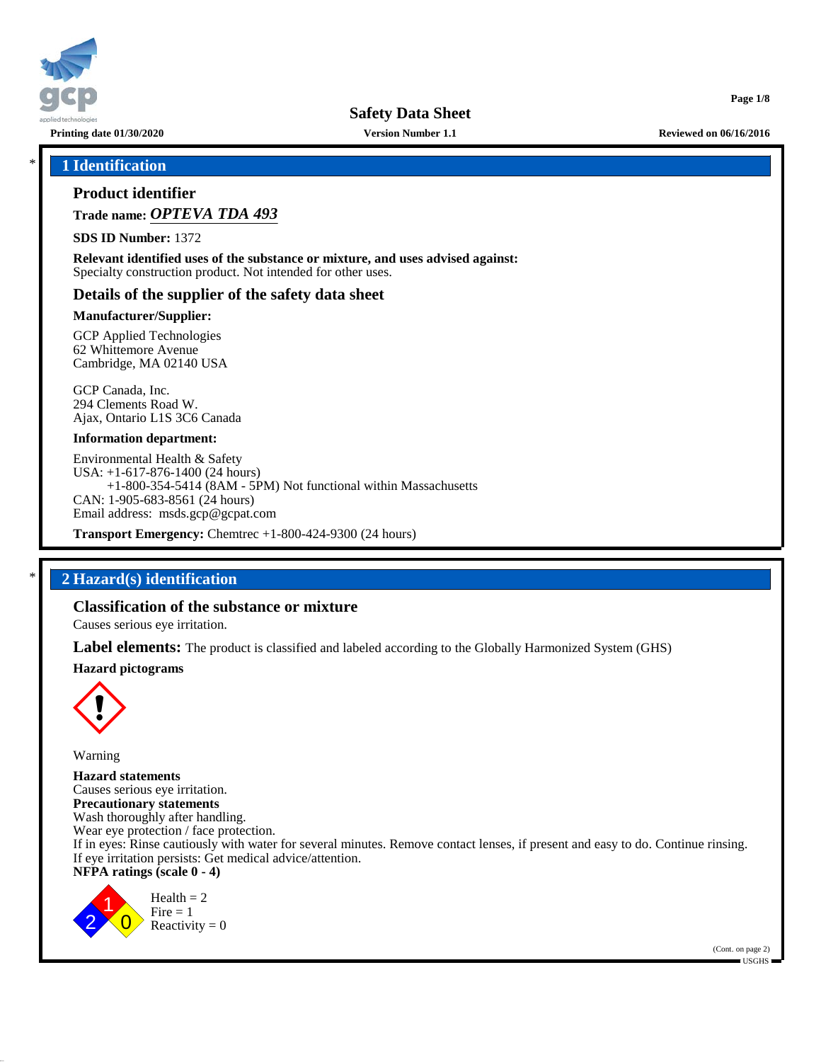# Safety Data Sheet

Printing date 01/30/2020 | Version Number 1.1 | Reviewed on 06/16/2016

## * 1 Identification

### Product identifier

**Trade name:** ***OPTEVA TDA 493***

**SDS ID Number:** 1372

**Relevant identified uses of the substance or mixture, and uses advised against:**
Specialty construction product. Not intended for other uses.

### Details of the supplier of the safety data sheet

**Manufacturer/Supplier:**

GCP Applied Technologies
62 Whittemore Avenue
Cambridge, MA 02140 USA

GCP Canada, Inc.
294 Clements Road W.
Ajax, Ontario L1S 3C6 Canada

**Information department:**

Environmental Health & Safety
USA: +1-617-876-1400 (24 hours)
+1-800-354-5414 (8AM - 5PM) Not functional within Massachusetts
CAN: 1-905-683-8561 (24 hours)
Email address: msds.gcp@gcpat.com

**Transport Emergency:** Chemtrec +1-800-424-9300 (24 hours)

## * 2 Hazard(s) identification

### Classification of the substance or mixture

Causes serious eye irritation.

**Label elements:** The product is classified and labeled according to the Globally Harmonized System (GHS)

**Hazard pictograms**

Warning

**Hazard statements**
Causes serious eye irritation.

**Precautionary statements**
Wash thoroughly after handling.
Wear eye protection / face protection.
If in eyes: Rinse cautiously with water for several minutes. Remove contact lenses, if present and easy to do. Continue rinsing.
If eye irritation persists: Get medical advice/attention.

**NFPA ratings (scale 0 - 4)**

Health = 2
Fire = 1
Reactivity = 0

(Cont. on page 2)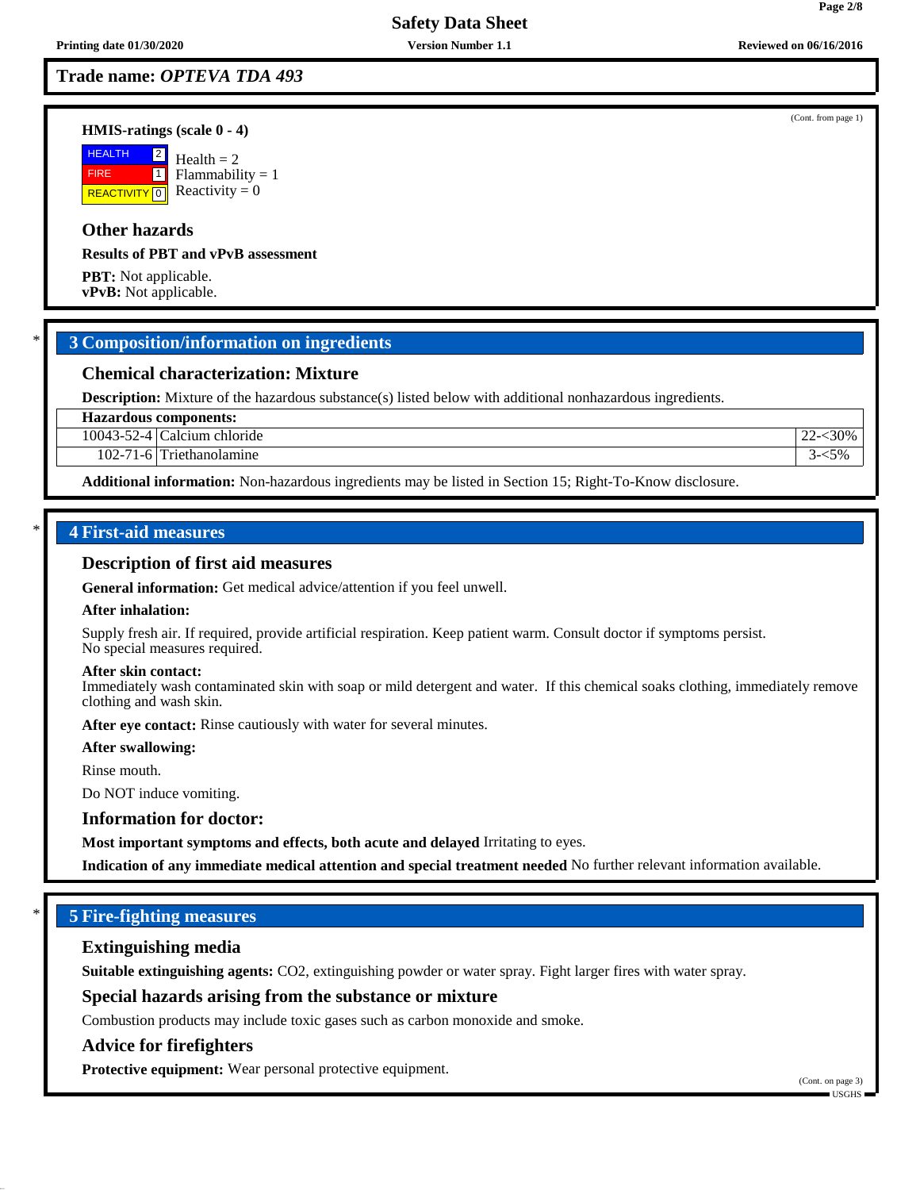Trade name: *OPTEVA TDA 493*

(Cont. from page 1)

**HMIS-ratings (scale 0 - 4)**

| | | |
|---|---|---|
| HEALTH | 2 | Health = 2 |
| FIRE | 1 | Flammability = 1 |
| REACTIVITY | 0 | Reactivity = 0 |

## Other hazards

**Results of PBT and vPvB assessment**

**PBT:** Not applicable.
**vPvB:** Not applicable.

## 3 Composition/information on ingredients

### Chemical characterization: Mixture

**Description:** Mixture of the hazardous substance(s) listed below with additional nonhazardous ingredients.

| **Hazardous components:** | | |
|---|---|---|
| 10043-52-4 | Calcium chloride | 22-<30% |
| 102-71-6 | Triethanolamine | 3-<5% |

**Additional information:** Non-hazardous ingredients may be listed in Section 15; Right-To-Know disclosure.

## 4 First-aid measures

### Description of first aid measures

**General information:** Get medical advice/attention if you feel unwell.

**After inhalation:**

Supply fresh air. If required, provide artificial respiration. Keep patient warm. Consult doctor if symptoms persist.
No special measures required.

**After skin contact:**
Immediately wash contaminated skin with soap or mild detergent and water. If this chemical soaks clothing, immediately remove clothing and wash skin.

**After eye contact:** Rinse cautiously with water for several minutes.

**After swallowing:**

Rinse mouth.

Do NOT induce vomiting.

### Information for doctor:

**Most important symptoms and effects, both acute and delayed** Irritating to eyes.

**Indication of any immediate medical attention and special treatment needed** No further relevant information available.

## 5 Fire-fighting measures

### Extinguishing media

**Suitable extinguishing agents:** $CO_2$, extinguishing powder or water spray. Fight larger fires with water spray.

### Special hazards arising from the substance or mixture

Combustion products may include toxic gases such as carbon monoxide and smoke.

### Advice for firefighters

**Protective equipment:** Wear personal protective equipment.

(Cont. on page 3)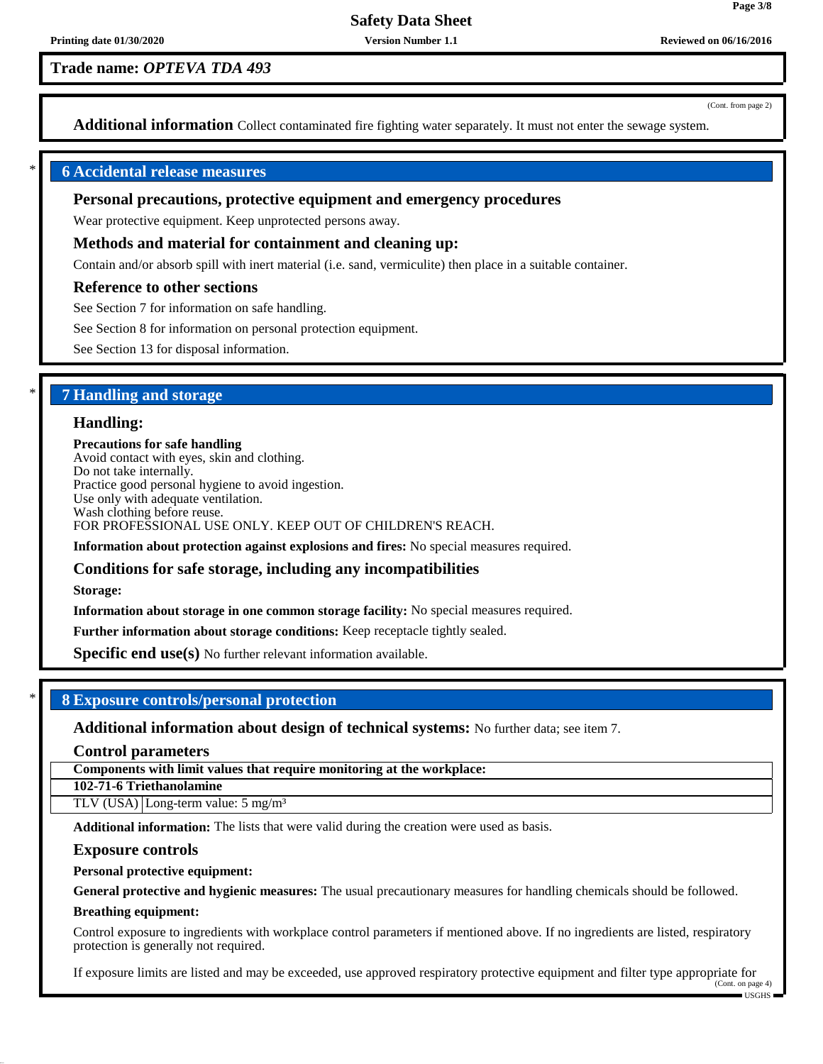**Additional information** Collect contaminated fire fighting water separately. It must not enter the sewage system.

## 6 Accidental release measures

### Personal precautions, protective equipment and emergency procedures

Wear protective equipment. Keep unprotected persons away.

### Methods and material for containment and cleaning up:

Contain and/or absorb spill with inert material (i.e. sand, vermiculite) then place in a suitable container.

### Reference to other sections

See Section 7 for information on safe handling.

See Section 8 for information on personal protection equipment.

See Section 13 for disposal information.

## 7 Handling and storage

### Handling:

**Precautions for safe handling**
Avoid contact with eyes, skin and clothing.
Do not take internally.
Practice good personal hygiene to avoid ingestion.
Use only with adequate ventilation.
Wash clothing before reuse.
FOR PROFESSIONAL USE ONLY. KEEP OUT OF CHILDREN'S REACH.

**Information about protection against explosions and fires:** No special measures required.

### Conditions for safe storage, including any incompatibilities

**Storage:**

**Information about storage in one common storage facility:** No special measures required.

**Further information about storage conditions:** Keep receptacle tightly sealed.

**Specific end use(s)** No further relevant information available.

## 8 Exposure controls/personal protection

**Additional information about design of technical systems:** No further data; see item 7.

### Control parameters

| Components with limit values that require monitoring at the workplace: | |
|---|---|
| **102-71-6 Triethanolamine** | |
| TLV (USA) | Long-term value: 5 mg/m³ |

**Additional information:** The lists that were valid during the creation were used as basis.

### Exposure controls

**Personal protective equipment:**

**General protective and hygienic measures:** The usual precautionary measures for handling chemicals should be followed.

**Breathing equipment:**

Control exposure to ingredients with workplace control parameters if mentioned above. If no ingredients are listed, respiratory protection is generally not required.

If exposure limits are listed and may be exceeded, use approved respiratory protective equipment and filter type appropriate for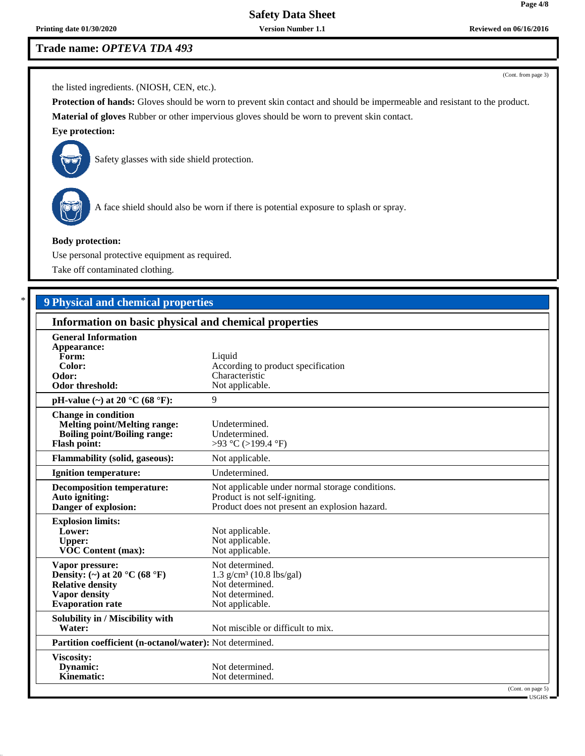## Trade name: *OPTEVA TDA 493*

(Cont. from page 3)

the listed ingredients. (NIOSH, CEN, etc.).

**Protection of hands:** Gloves should be worn to prevent skin contact and should be impermeable and resistant to the product.

**Material of gloves** Rubber or other impervious gloves should be worn to prevent skin contact.

**Eye protection:**

Safety glasses with side shield protection.

A face shield should also be worn if there is potential exposure to splash or spray.

**Body protection:**

Use personal protective equipment as required.

Take off contaminated clothing.

## * 9 Physical and chemical properties

### Information on basic physical and chemical properties

| | |
|---|---|
| **General Information** | |
| **Appearance:** | |
| **Form:** | Liquid |
| **Color:** | According to product specification |
| **Odor:** | Characteristic |
| **Odor threshold:** | Not applicable. |
| **pH-value (~) at 20 °C (68 °F):** | 9 |
| **Change in condition** | |
| **Melting point/Melting range:** | Undetermined. |
| **Boiling point/Boiling range:** | Undetermined. |
| **Flash point:** | >93 °C (>199.4 °F) |
| **Flammability (solid, gaseous):** | Not applicable. |
| **Ignition temperature:** | Undetermined. |
| **Decomposition temperature:** | Not applicable under normal storage conditions. |
| **Auto igniting:** | Product is not self-igniting. |
| **Danger of explosion:** | Product does not present an explosion hazard. |
| **Explosion limits:** | |
| **Lower:** | Not applicable. |
| **Upper:** | Not applicable. |
| **VOC Content (max):** | Not applicable. |
| **Vapor pressure:** | Not determined. |
| **Density: (~) at 20 °C (68 °F)** | 1.3 g/cm³ (10.8 lbs/gal) |
| **Relative density** | Not determined. |
| **Vapor density** | Not determined. |
| **Evaporation rate** | Not applicable. |
| **Solubility in / Miscibility with** | |
| **Water:** | Not miscible or difficult to mix. |
| **Partition coefficient (n-octanol/water):** | Not determined. |
| **Viscosity:** | |
| **Dynamic:** | Not determined. |
| **Kinematic:** | Not determined. |

(Cont. on page 5)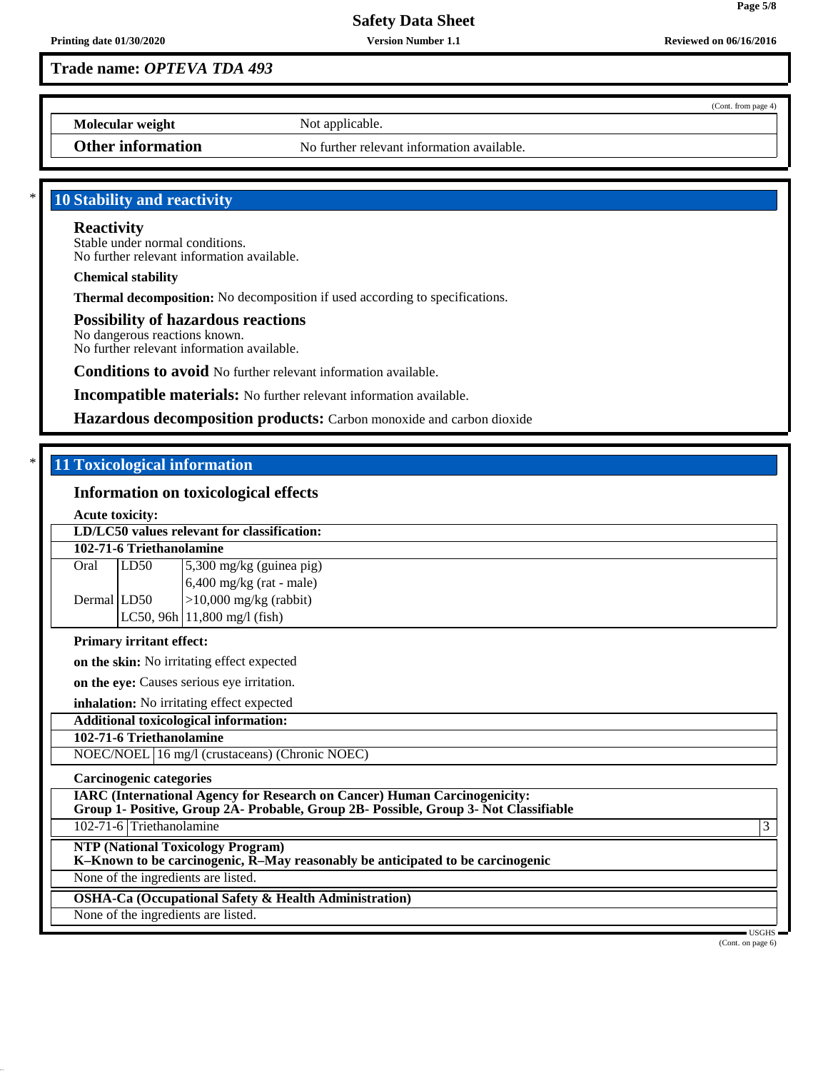**Trade name: *OPTEVA TDA 493***

(Cont. from page 4)

| | |
|---|---|
| **Molecular weight** | Not applicable. |
| **Other information** | No further relevant information available. |

## * 10 Stability and reactivity

### Reactivity

Stable under normal conditions.
No further relevant information available.

**Chemical stability**

**Thermal decomposition:** No decomposition if used according to specifications.

### Possibility of hazardous reactions

No dangerous reactions known.
No further relevant information available.

**Conditions to avoid** No further relevant information available.

**Incompatible materials:** No further relevant information available.

**Hazardous decomposition products:** Carbon monoxide and carbon dioxide

## * 11 Toxicological information

### Information on toxicological effects

**Acute toxicity:**

| **LD/LC50 values relevant for classification:** | | |
|---|---|---|
| **102-71-6 Triethanolamine** | | |
| Oral | LD50 | 5,300 mg/kg (guinea pig) |
| | | 6,400 mg/kg (rat - male) |
| Dermal | LD50 | >10,000 mg/kg (rabbit) |
| | LC50, 96h | 11,800 mg/l (fish) |

**Primary irritant effect:**

**on the skin:** No irritating effect expected

**on the eye:** Causes serious eye irritation.

**inhalation:** No irritating effect expected

| **Additional toxicological information:** | |
|---|---|
| **102-71-6 Triethanolamine** | |
| NOEC/NOEL | 16 mg/l (crustaceans) (Chronic NOEC) |

**Carcinogenic categories**

| **IARC (International Agency for Research on Cancer) Human Carcinogenicity: Group 1- Positive, Group 2A- Probable, Group 2B- Possible, Group 3- Not Classifiable** | | |
|---|---|---|
| 102-71-6 | Triethanolamine | 3 |

| **NTP (National Toxicology Program) K–Known to be carcinogenic, R–May reasonably be anticipated to be carcinogenic** |
|---|
| None of the ingredients are listed. |

| **OSHA-Ca (Occupational Safety & Health Administration)** |
|---|
| None of the ingredients are listed. |

USGHS

(Cont. on page 6)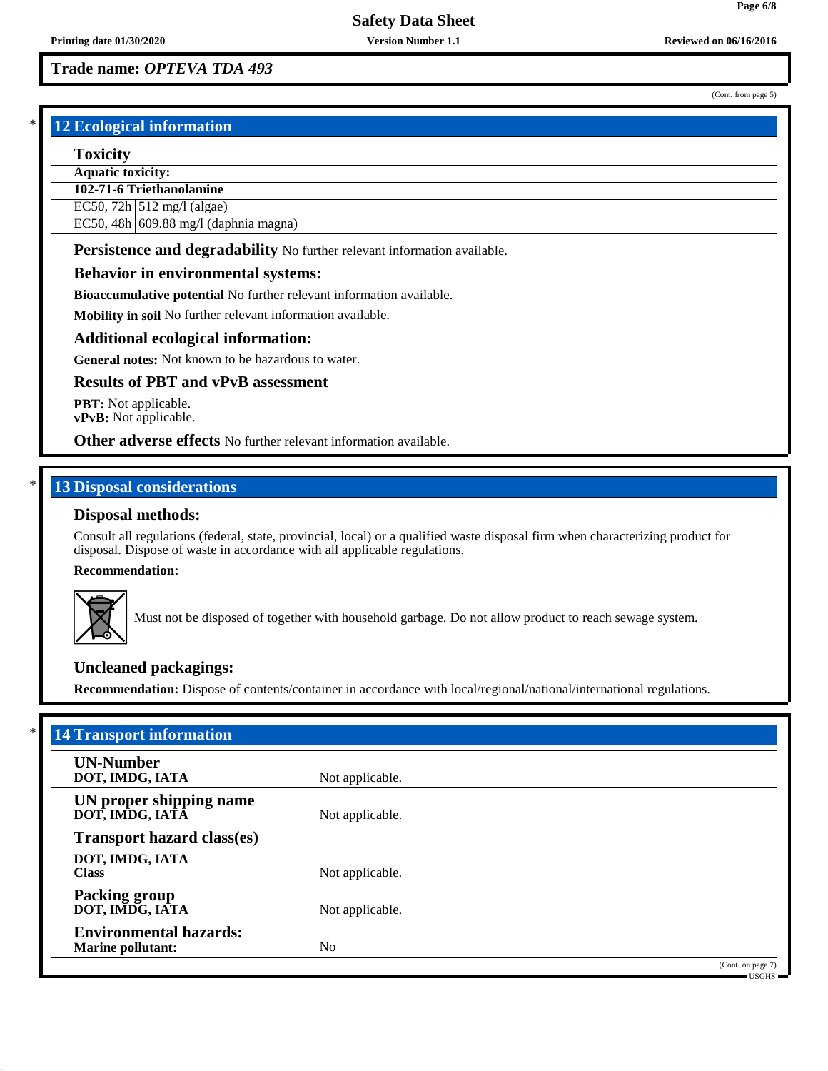**Trade name:** ***OPTEVA TDA 493***

(Cont. from page 5)

## 12 Ecological information

### Toxicity

| **Aquatic toxicity:** | |
|---|---|
| **102-71-6 Triethanolamine** | |
| EC50, 72h | 512 mg/l (algae) |
| EC50, 48h | 609.88 mg/l (daphnia magna) |

**Persistence and degradability** No further relevant information available.

### Behavior in environmental systems:

**Bioaccumulative potential** No further relevant information available.

**Mobility in soil** No further relevant information available.

### Additional ecological information:

**General notes:** Not known to be hazardous to water.

### Results of PBT and vPvB assessment

**PBT:** Not applicable.
**vPvB:** Not applicable.

**Other adverse effects** No further relevant information available.

## 13 Disposal considerations

### Disposal methods:

Consult all regulations (federal, state, provincial, local) or a qualified waste disposal firm when characterizing product for disposal. Dispose of waste in accordance with all applicable regulations.

**Recommendation:**

Must not be disposed of together with household garbage. Do not allow product to reach sewage system.

### Uncleaned packagings:

**Recommendation:** Dispose of contents/container in accordance with local/regional/national/international regulations.

## 14 Transport information

| | |
|---|---|
| **UN-Number** **DOT, IMDG, IATA** | Not applicable. |
| **UN proper shipping name** **DOT, IMDG, IATA** | Not applicable. |
| **Transport hazard class(es)** **DOT, IMDG, IATA** **Class** | Not applicable. |
| **Packing group** **DOT, IMDG, IATA** | Not applicable. |
| **Environmental hazards:** **Marine pollutant:** | No |

(Cont. on page 7)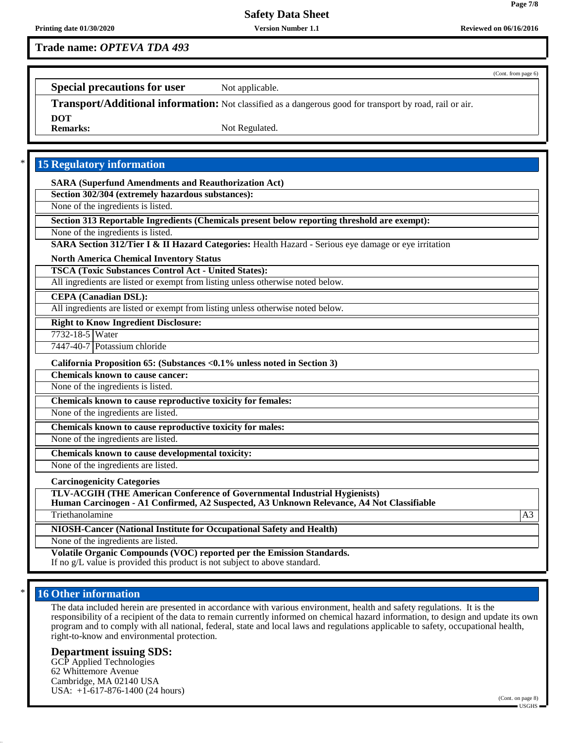**Trade name:** ***OPTEVA TDA 493***

(Cont. from page 6)

**Special precautions for user** Not applicable.

**Transport/Additional information:** Not classified as a dangerous good for transport by road, rail or air.

**DOT**
**Remarks:** Not Regulated.

## 15 Regulatory information

**SARA (Superfund Amendments and Reauthorization Act)**

**Section 302/304 (extremely hazardous substances):**

None of the ingredients is listed.

**Section 313 Reportable Ingredients (Chemicals present below reporting threshold are exempt):**

None of the ingredients is listed.

**SARA Section 312/Tier I & II Hazard Categories:** Health Hazard - Serious eye damage or eye irritation

**North America Chemical Inventory Status**

**TSCA (Toxic Substances Control Act - United States):**

All ingredients are listed or exempt from listing unless otherwise noted below.

**CEPA (Canadian DSL):**

All ingredients are listed or exempt from listing unless otherwise noted below.

**Right to Know Ingredient Disclosure:**

| | |
|---|---|
| 7732-18-5 | Water |
| 7447-40-7 | Potassium chloride |

**California Proposition 65: (Substances <0.1% unless noted in Section 3)**

**Chemicals known to cause cancer:**

None of the ingredients is listed.

**Chemicals known to cause reproductive toxicity for females:**

None of the ingredients are listed.

**Chemicals known to cause reproductive toxicity for males:**

None of the ingredients are listed.

**Chemicals known to cause developmental toxicity:**

None of the ingredients are listed.

**Carcinogenicity Categories**

**TLV-ACGIH (THE American Conference of Governmental Industrial Hygienists)**
**Human Carcinogen - A1 Confirmed, A2 Suspected, A3 Unknown Relevance, A4 Not Classifiable**

| | |
|---|---|
| Triethanolamine | A3 |

**NIOSH-Cancer (National Institute for Occupational Safety and Health)**

None of the ingredients are listed.

**Volatile Organic Compounds (VOC) reported per the Emission Standards.**
If no g/L value is provided this product is not subject to above standard.

## 16 Other information

The data included herein are presented in accordance with various environment, health and safety regulations. It is the responsibility of a recipient of the data to remain currently informed on chemical hazard information, to design and update its own program and to comply with all national, federal, state and local laws and regulations applicable to safety, occupational health, right-to-know and environmental protection.

### Department issuing SDS:

GCP Applied Technologies
62 Whittemore Avenue
Cambridge, MA 02140 USA
USA: +1-617-876-1400 (24 hours)

(Cont. on page 8)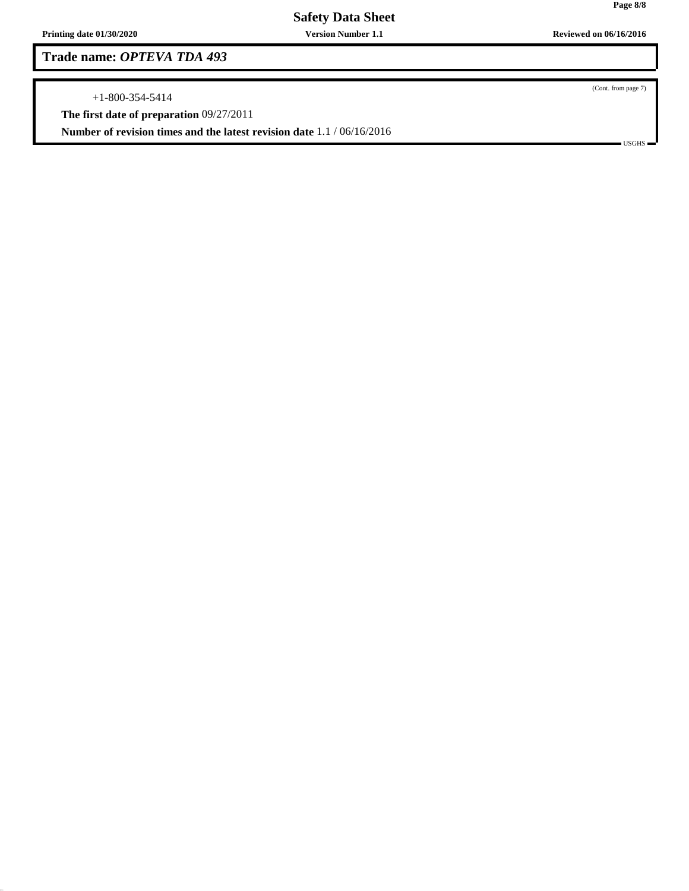## Trade name: *OPTEVA TDA 493*

(Cont. from page 7)

+1-800-354-5414

**The first date of preparation** 09/27/2011

**Number of revision times and the latest revision date** 1.1 / 06/16/2016